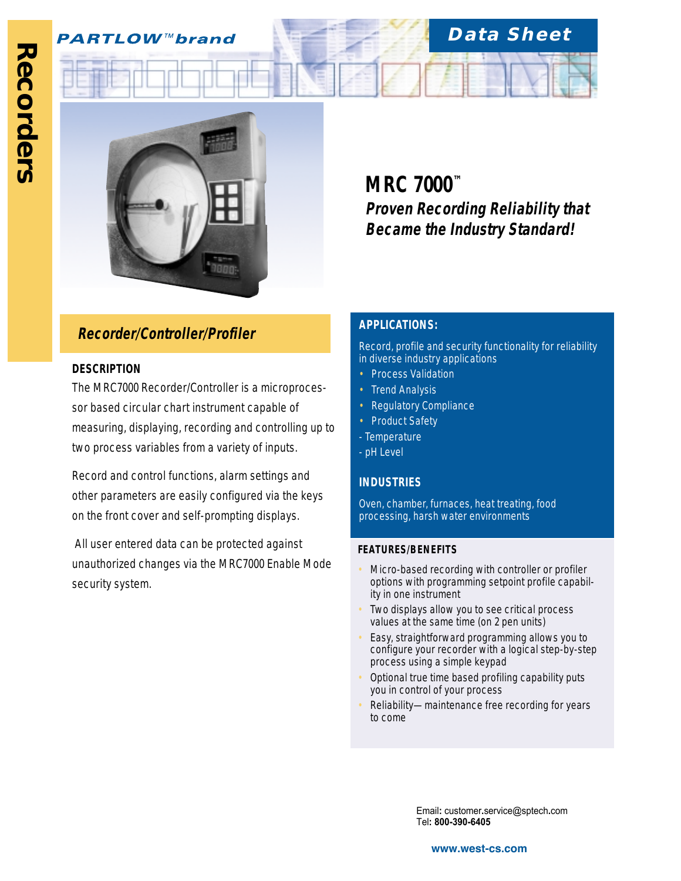Recorders

PARTLOW™ brand

Data Sheet

# MRC 7000™

***Proven Recording Reliability that Became the Industry Standard!***

## *Recorder/Controller/Profiler*

### DESCRIPTION

The MRC7000 Recorder/Controller is a microprocessor based circular chart instrument capable of measuring, displaying, recording and controlling up to two process variables from a variety of inputs.

Record and control functions, alarm settings and other parameters are easily configured via the keys on the front cover and self-prompting displays.

All user entered data can be protected against unauthorized changes via the MRC7000 Enable Mode security system.

### APPLICATIONS:

Record, profile and security functionality for reliability in diverse industry applications

- Process Validation
- Trend Analysis
- Regulatory Compliance
- Product Safety

- Temperature
- pH Level

### INDUSTRIES

Oven, chamber, furnaces, heat treating, food processing, harsh water environments

### FEATURES/BENEFITS

- Micro-based recording with controller or profiler options with programming setpoint profile capability in one instrument
- Two displays allow you to see critical process values at the same time (on 2 pen units)
- Easy, straightforward programming allows you to configure your recorder with a logical step-by-step process using a simple keypad
- Optional true time based profiling capability puts you in control of your process
- Reliability— maintenance free recording for years to come

Email: customer.service@sptech.com
Tel: **800-390-6405**

**www.west-cs.com**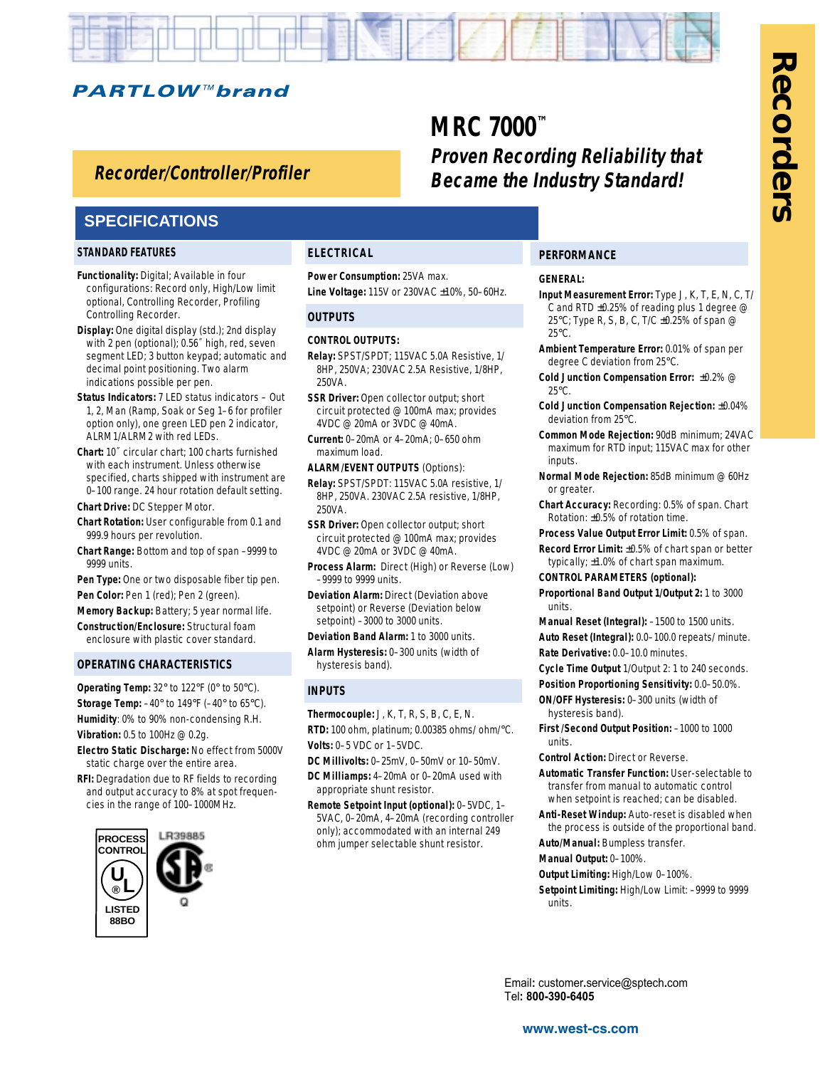**PARTLOW™ brand**

# MRC 7000™

## Recorder/Controller/Profiler

***Proven Recording Reliability that Became the Industry Standard!***

**Recorders**

## SPECIFICATIONS

### STANDARD FEATURES

**Functionality:** Digital; Available in four configurations: Record only, High/Low limit optional, Controlling Recorder, Profiling Controlling Recorder.

**Display:** One digital display (std.); 2nd display with 2 pen (optional); 0.56″ high, red, seven segment LED; 3 button keypad; automatic and decimal point positioning. Two alarm indications possible per pen.

**Status Indicators:** 7 LED status indicators – Out 1, 2, Man (Ramp, Soak or Seg 1–6 for profiler option only), one green LED pen 2 indicator, ALRM1/ALRM2 with red LEDs.

**Chart:** 10″ circular chart; 100 charts furnished with each instrument. Unless otherwise specified, charts shipped with instrument are 0–100 range. 24 hour rotation default setting.

**Chart Drive:** DC Stepper Motor.

**Chart Rotation:** User configurable from 0.1 and 999.9 hours per revolution.

**Chart Range:** Bottom and top of span –9999 to 9999 units.

**Pen Type:** One or two disposable fiber tip pen.

**Pen Color:** Pen 1 (red); Pen 2 (green).

**Memory Backup:** Battery; 5 year normal life.

**Construction/Enclosure:** Structural foam enclosure with plastic cover standard.

### OPERATING CHARACTERISTICS

**Operating Temp:** 32° to 122°F (0° to 50°C).

**Storage Temp:** –40° to 149°F (–40° to 65°C).

**Humidity**: 0% to 90% non-condensing R.H.

**Vibration:** 0.5 to 100Hz @ 0.2g.

**Electro Static Discharge:** No effect from 5000V static charge over the entire area.

**RFI:** Degradation due to RF fields to recording and output accuracy to 8% at spot frequencies in the range of 100–1000MHz.

PROCESS CONTROL UL® LISTED 88BO

LR39885

### ELECTRICAL

**Power Consumption:** 25VA max.

**Line Voltage:** 115V or 230VAC ±10%, 50–60Hz.

### OUTPUTS

**CONTROL OUTPUTS:**

**Relay:** SPST/SPDT; 115VAC 5.0A Resistive, 1/8HP, 250VA; 230VAC 2.5A Resistive, 1/8HP, 250VA.

**SSR Driver:** Open collector output; short circuit protected @ 100mA max; provides 4VDC @ 20mA or 3VDC @ 40mA.

**Current:** 0–20mA or 4–20mA; 0–650 ohm maximum load.

**ALARM/EVENT OUTPUTS** (Options):

**Relay:** SPST/SPDT: 115VAC 5.0A resistive, 1/8HP, 250VA. 230VAC 2.5A resistive, 1/8HP, 250VA.

**SSR Driver:** Open collector output; short circuit protected @ 100mA max; provides 4VDC @ 20mA or 3VDC @ 40mA.

**Process Alarm:** Direct (High) or Reverse (Low) –9999 to 9999 units.

**Deviation Alarm:** Direct (Deviation above setpoint) or Reverse (Deviation below setpoint) –3000 to 3000 units.

**Deviation Band Alarm:** 1 to 3000 units.

**Alarm Hysteresis:** 0–300 units (width of hysteresis band).

### INPUTS

**Thermocouple:** J, K, T, R, S, B, C, E, N.

**RTD:** 100 ohm, platinum; 0.00385 ohms/ohm/°C.

**Volts:** 0–5 VDC or 1–5VDC.

**DC Millivolts:** 0–25mV, 0–50mV or 10–50mV.

**DC Milliamps:** 4–20mA or 0–20mA used with appropriate shunt resistor.

**Remote Setpoint Input (optional):** 0–5VDC, 1–5VAC, 0–20mA, 4–20mA (recording controller only); accommodated with an internal 249 ohm jumper selectable shunt resistor.

### PERFORMANCE

**GENERAL:**

**Input Measurement Error:** Type J, K, T, E, N, C, T/C and RTD ±0.25% of reading plus 1 degree @ 25°C; Type R, S, B, C, T/C ±0.25% of span @ 25°C.

**Ambient Temperature Error:** 0.01% of span per degree C deviation from 25°C.

**Cold Junction Compensation Error:** ±0.2% @ 25°C.

**Cold Junction Compensation Rejection:** ±0.04% deviation from 25°C.

**Common Mode Rejection:** 90dB minimum; 24VAC maximum for RTD input; 115VAC max for other inputs.

**Normal Mode Rejection:** 85dB minimum @ 60Hz or greater.

**Chart Accuracy:** Recording: 0.5% of span. Chart Rotation: ±0.5% of rotation time.

**Process Value Output Error Limit:** 0.5% of span.

**Record Error Limit:** ±0.5% of chart span or better typically; ±1.0% of chart span maximum.

**CONTROL PARAMETERS (optional):**

**Proportional Band Output 1/Output 2:** 1 to 3000 units.

**Manual Reset (Integral):** –1500 to 1500 units.

**Auto Reset (Integral):** 0.0–100.0 repeats/minute.

**Rate Derivative:** 0.0–10.0 minutes.

**Cycle Time Output** 1/Output 2: 1 to 240 seconds.

**Position Proportioning Sensitivity:** 0.0–50.0%.

**ON/OFF Hysteresis:** 0–300 units (width of hysteresis band).

**First/Second Output Position:** –1000 to 1000 units.

**Control Action:** Direct or Reverse.

**Automatic Transfer Function:** User-selectable to transfer from manual to automatic control when setpoint is reached; can be disabled.

**Anti-Reset Windup:** Auto-reset is disabled when the process is outside of the proportional band.

**Auto/Manual:** Bumpless transfer.

**Manual Output:** 0–100%.

**Output Limiting:** High/Low 0–100%.

**Setpoint Limiting:** High/Low Limit: –9999 to 9999 units.

Email: customer.service@sptech.com
Tel: **800-390-6405**

**www.west-cs.com**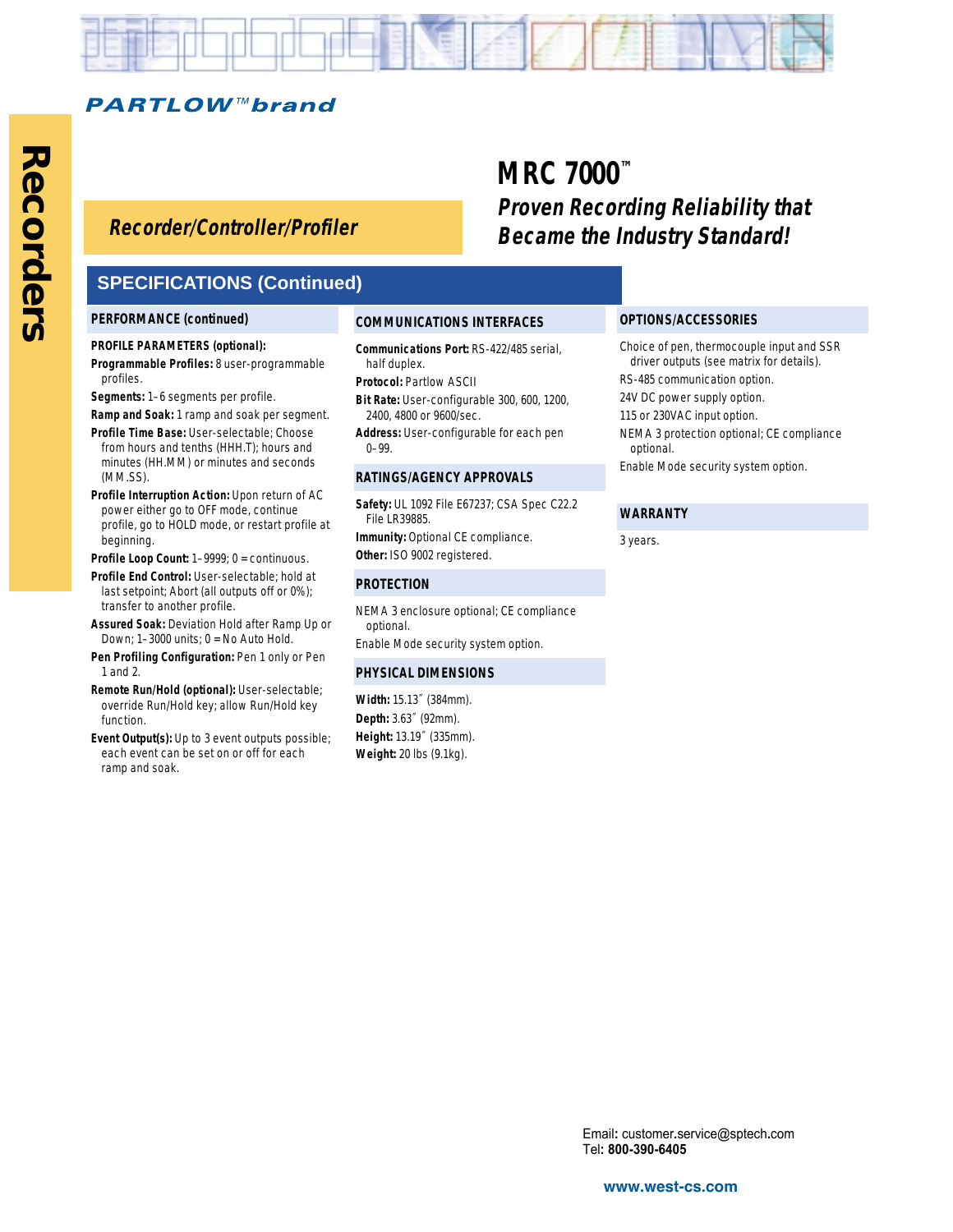# MRC 7000™

## *Proven Recording Reliability that Became the Industry Standard!*

*Recorder/Controller/Profiler*

## SPECIFICATIONS (Continued)

### PERFORMANCE (continued)

**PROFILE PARAMETERS (optional):**

**Programmable Profiles:** 8 user-programmable profiles.

**Segments:** 1–6 segments per profile.

**Ramp and Soak:** 1 ramp and soak per segment.

**Profile Time Base:** User-selectable; Choose from hours and tenths (HHH.T); hours and minutes (HH.MM) or minutes and seconds (MM.SS).

**Profile Interruption Action:** Upon return of AC power either go to OFF mode, continue profile, go to HOLD mode, or restart profile at beginning.

**Profile Loop Count:** 1–9999; 0 = continuous.

**Profile End Control:** User-selectable; hold at last setpoint; Abort (all outputs off or 0%); transfer to another profile.

**Assured Soak:** Deviation Hold after Ramp Up or Down; 1–3000 units; 0 = No Auto Hold.

**Pen Profiling Configuration:** Pen 1 only or Pen 1 and 2.

**Remote Run/Hold (optional):** User-selectable; override Run/Hold key; allow Run/Hold key function.

**Event Output(s):** Up to 3 event outputs possible; each event can be set on or off for each ramp and soak.

### COMMUNICATIONS INTERFACES

**Communications Port:** RS-422/485 serial, half duplex.

**Protocol:** Partlow ASCII

**Bit Rate:** User-configurable 300, 600, 1200, 2400, 4800 or 9600/sec.

**Address:** User-configurable for each pen 0–99.

### RATINGS/AGENCY APPROVALS

**Safety:** UL 1092 File E67237; CSA Spec C22.2 File LR39885.

**Immunity:** Optional CE compliance.

**Other:** ISO 9002 registered.

### PROTECTION

NEMA 3 enclosure optional; CE compliance optional.

Enable Mode security system option.

### PHYSICAL DIMENSIONS

**Width:** 15.13˝ (384mm).

**Depth:** 3.63˝ (92mm).

**Height:** 13.19˝ (335mm).

**Weight:** 20 lbs (9.1kg).

### OPTIONS/ACCESSORIES

Choice of pen, thermocouple input and SSR driver outputs (see matrix for details).

RS-485 communication option.

24V DC power supply option.

115 or 230VAC input option.

NEMA 3 protection optional; CE compliance optional.

Enable Mode security system option.

### WARRANTY

3 years.

Email: customer.service@sptech.com
Tel: **800-390-6405**

**www.west-cs.com**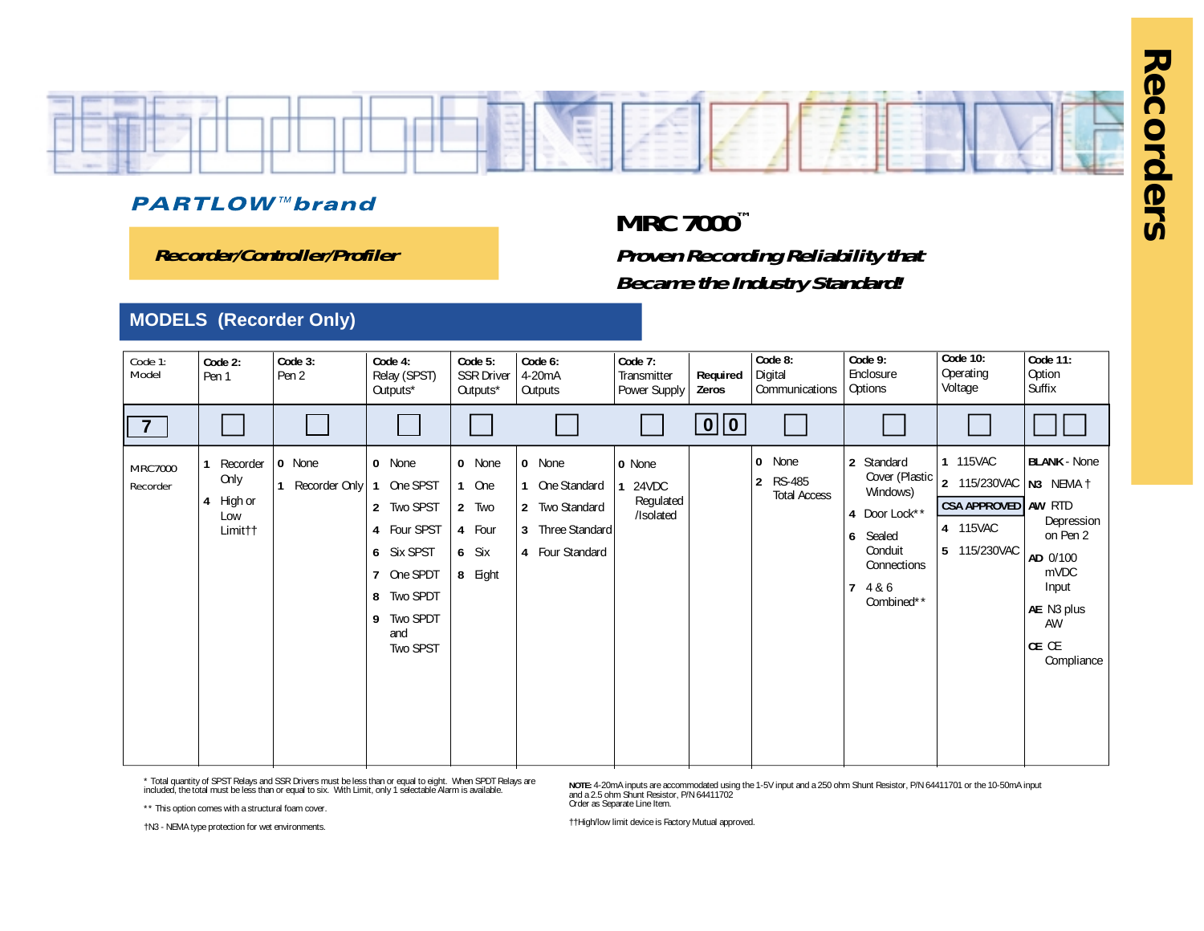# Recorders

**PARTLOW™ brand**

***Recorder/Controller/Profiler***

## MRC 7000™

***Proven Recording Reliability that Became the Industry Standard!***

## MODELS (Recorder Only)

| Code 1: Model | Code 2: Pen 1 | Code 3: Pen 2 | Code 4: Relay (SPST) Outputs* | Code 5: SSR Driver Outputs* | Code 6: 4-20mA Outputs | Code 7: Transmitter Power Supply | Required Zeros | Code 8: Digital Communications | Code 9: Enclosure Options | Code 10: Operating Voltage | Code 11: Option Suffix |
|---|---|---|---|---|---|---|---|---|---|---|---|
| 7 | ☐ | ☐ | ☐ | ☐ | ☐ | ☐ | 0 0 | ☐ | ☐ | ☐ | ☐☐ |
| MRC7000 Recorder | **1** Recorder Only<br>**4** High or Low Limit†† | **0** None<br>**1** Recorder Only | **0** None<br>**1** One SPST<br>**2** Two SPST<br>**4** Four SPST<br>**6** Six SPST<br>**7** One SPDT<br>**8** Two SPDT<br>**9** Two SPDT and Two SPST | **0** None<br>**1** One<br>**2** Two<br>**4** Four<br>**6** Six<br>**8** Eight | **0** None<br>**1** One Standard<br>**2** Two Standard<br>**3** Three Standard<br>**4** Four Standard | **0** None<br>**1** 24VDC Regulated /Isolated | | **0** None<br>**2** RS-485 Total Access | **2** Standard Cover (Plastic Windows)<br>**4** Door Lock**<br>**6** Sealed Conduit Connections<br>**7** 4 & 6 Combined** | **1** 115VAC<br>**2** 115/230VAC<br>**CSA APPROVED**<br>**4** 115VAC<br>**5** 115/230VAC | **BLANK** - None<br>**N3** NEMA †<br>**AW** RTD Depression on Pen 2<br>**AD** 0/100 mVDC Input<br>**AE** N3 plus AW<br>**CE** CE Compliance |

\* Total quantity of SPST Relays and SSR Drivers must be less than or equal to eight. When SPDT Relays are included, the total must be less than or equal to six. With Limit, only 1 selectable Alarm is available.

\*\* This option comes with a structural foam cover.

†N3 - NEMA type protection for wet environments.

**NOTE:** 4-20mA inputs are accommodated using the 1-5V input and a 250 ohm Shunt Resistor, P/N 64411701 or the 10-50mA input and a 2.5 ohm Shunt Resistor, P/N 64411702
Order as Separate Line Item.

††High/low limit device is Factory Mutual approved.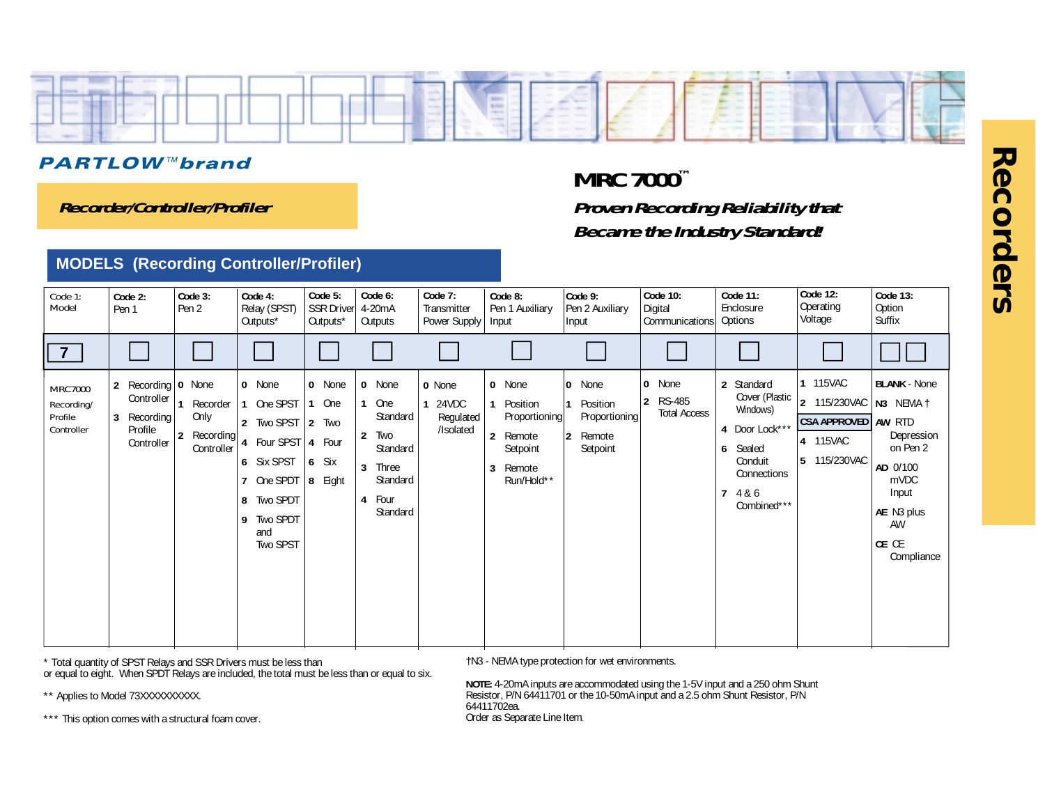**PARTLOW™brand**

**Recorder/Controller/Profiler**

## MRC 7000™

***Proven Recording Reliability that Became the Industry Standard!***

### MODELS (Recording Controller/Profiler)

| Code 1: Model | Code 2: Pen 1 | Code 3: Pen 2 | Code 4: Relay (SPST) Outputs* | Code 5: SSR Driver Outputs* | Code 6: 4-20mA Outputs | Code 7: Transmitter Power Supply | Code 8: Pen 1 Auxiliary Input | Code 9: Pen 2 Auxiliary Input | Code 10: Digital Communications | Code 11: Enclosure Options | Code 12: Operating Voltage | Code 13: Option Suffix |
|---|---|---|---|---|---|---|---|---|---|---|---|---|
| 7 | ☐ | ☐ | ☐ | ☐ | ☐ | ☐ | ☐ | ☐ | ☐ | ☐ | ☐ | ☐☐ |
| MRC7000 Recording/ Profile Controller | **2** Recording Controller<br>**3** Recording Profile Controller | **0** None<br>**1** Recorder Only<br>**2** Recording Controller | **0** None<br>**1** One SPST<br>**2** Two SPST<br>**4** Four SPST<br>**6** Six SPST<br>**7** One SPDT<br>**8** Two SPDT<br>**9** Two SPDT and Two SPST | **0** None<br>**1** One<br>**2** Two<br>**4** Four<br>**6** Six<br>**8** Eight | **0** None<br>**1** One Standard<br>**2** Two Standard<br>**3** Three Standard<br>**4** Four Standard | **0** None<br>**1** 24VDC Regulated /Isolated | **0** None<br>**1** Position Proportioning<br>**2** Remote Setpoint<br>**3** Remote Run/Hold** | **0** None<br>**1** Position Proportioning<br>**2** Remote Setpoint | **0** None<br>**2** RS-485 Total Access | **2** Standard Cover (Plastic Windows)<br>**4** Door Lock***<br>**6** Sealed Conduit Connections<br>**7** 4 & 6 Combined*** | **1** 115VAC<br>**2** 115/230VAC<br>**CSA APPROVED**<br>**4** 115VAC<br>**5** 115/230VAC | **BLANK** - None<br>**N3** NEMA †<br>**AW** RTD Depression on Pen 2<br>**AD** 0/100 mVDC Input<br>**AE** N3 plus AW<br>**CE** CE Compliance |

\* Total quantity of SPST Relays and SSR Drivers must be less than or equal to eight. When SPDT Relays are included, the total must be less than or equal to six.

\*\* Applies to Model 73XXXXXXXXXX.

\*\*\* This option comes with a structural foam cover.

†N3 - NEMA type protection for wet environments.

**NOTE:** 4-20mA inputs are accommodated using the 1-5V input and a 250 ohm Shunt Resistor, P/N 64411701 or the 10-50mA input and a 2.5 ohm Shunt Resistor, P/N 64411702ea.
Order as Separate Line Item.

**Recorders**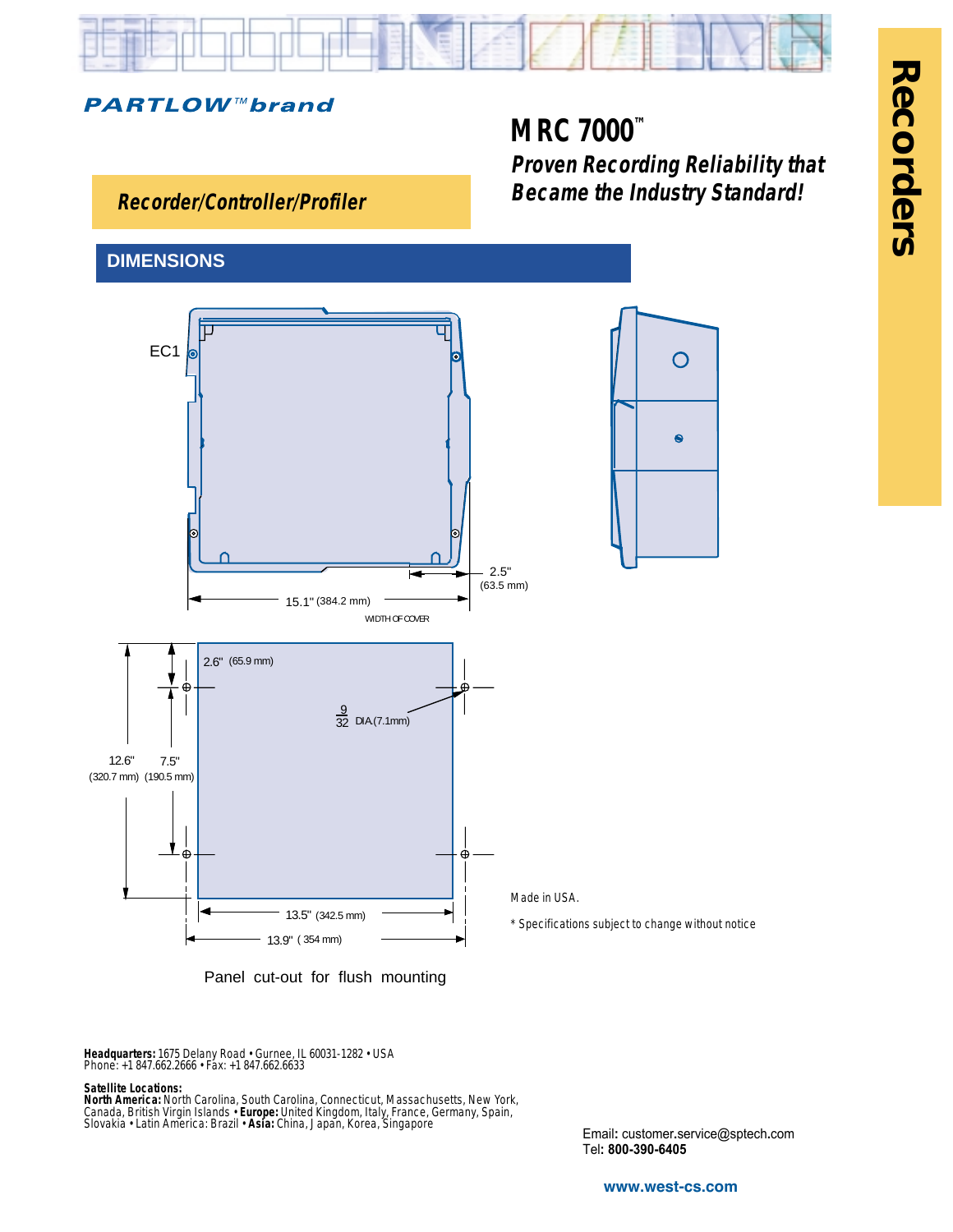PARTLOW™ brand

# MRC 7000™

***Proven Recording Reliability that Became the Industry Standard!***

***Recorder/Controller/Profiler***

Recorders

## DIMENSIONS

EC1

2.5" (63.5 mm)

15.1" (384.2 mm)

WIDTH OF COVER

2.6" (65.9 mm)

9/32 DIA (7.1mm)

12.6" (320.7 mm)

7.5" (190.5 mm)

13.5" (342.5 mm)

13.9" (354 mm)

Panel cut-out for flush mounting

Made in USA.

* Specifications subject to change without notice

**Headquarters:** 1675 Delany Road • Gurnee, IL 60031-1282 • USA
Phone: +1 847.662.2666 • Fax: +1 847.662.6633

**Satellite Locations:**
**North America:** North Carolina, South Carolina, Connecticut, Massachusetts, New York, Canada, British Virgin Islands • **Europe:** United Kingdom, Italy, France, Germany, Spain, Slovakia • Latin America: Brazil • **Asia:** China, Japan, Korea, Singapore

Email: customer.service@sptech.com
Tel: **800-390-6405**

**www.west-cs.com**